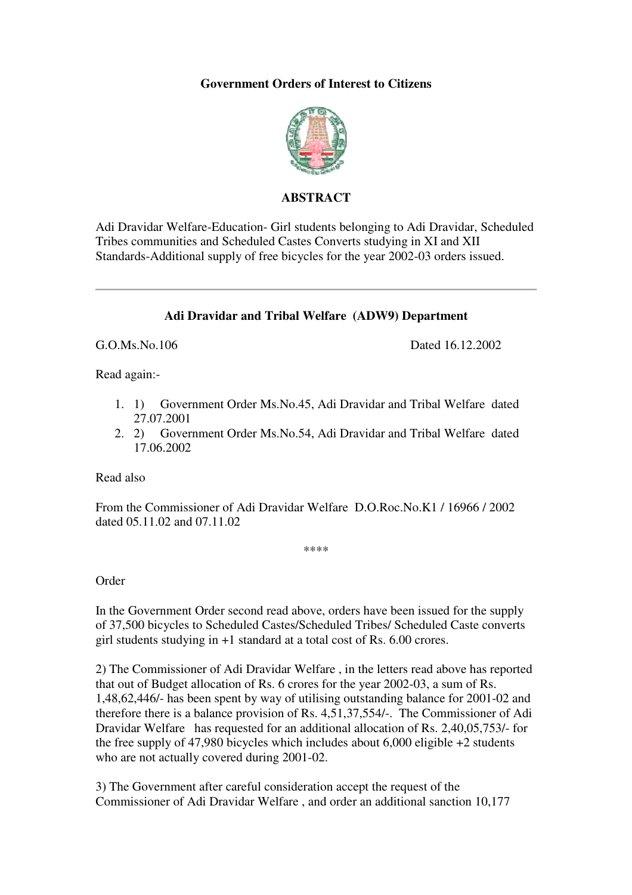**Government Orders of Interest to Citizens**

**ABSTRACT**

Adi Dravidar Welfare-Education- Girl students belonging to Adi Dravidar, Scheduled Tribes communities and Scheduled Castes Converts studying in XI and XII Standards-Additional supply of free bicycles for the year 2002-03 orders issued.

---

**Adi Dravidar and Tribal Welfare (ADW9) Department**

G.O.Ms.No.106 Dated 16.12.2002

Read again:-

1. 1) Government Order Ms.No.45, Adi Dravidar and Tribal Welfare dated 27.07.2001
2. 2) Government Order Ms.No.54, Adi Dravidar and Tribal Welfare dated 17.06.2002

Read also

From the Commissioner of Adi Dravidar Welfare D.O.Roc.No.K1 / 16966 / 2002 dated 05.11.02 and 07.11.02

****

Order

In the Government Order second read above, orders have been issued for the supply of 37,500 bicycles to Scheduled Castes/Scheduled Tribes/ Scheduled Caste converts girl students studying in +1 standard at a total cost of Rs. 6.00 crores.

2) The Commissioner of Adi Dravidar Welfare , in the letters read above has reported that out of Budget allocation of Rs. 6 crores for the year 2002-03, a sum of Rs. 1,48,62,446/- has been spent by way of utilising outstanding balance for 2001-02 and therefore there is a balance provision of Rs. 4,51,37,554/-. The Commissioner of Adi Dravidar Welfare has requested for an additional allocation of Rs. 2,40,05,753/- for the free supply of 47,980 bicycles which includes about 6,000 eligible +2 students who are not actually covered during 2001-02.

3) The Government after careful consideration accept the request of the Commissioner of Adi Dravidar Welfare , and order an additional sanction 10,177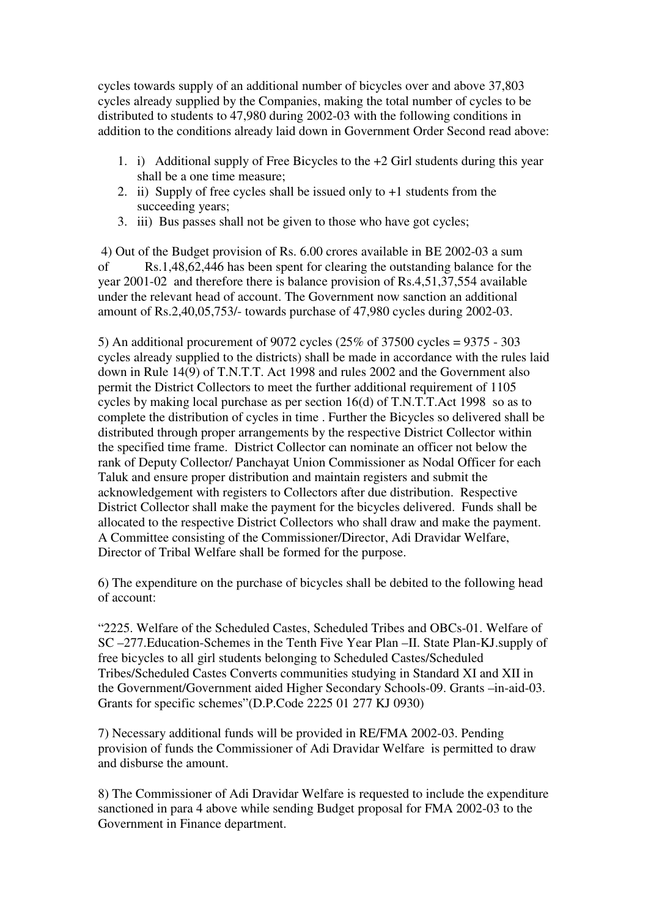cycles towards supply of an additional number of bicycles over and above 37,803 cycles already supplied by the Companies, making the total number of cycles to be distributed to students to 47,980 during 2002-03 with the following conditions in addition to the conditions already laid down in Government Order Second read above:

1. i) Additional supply of Free Bicycles to the +2 Girl students during this year shall be a one time measure;
2. ii) Supply of free cycles shall be issued only to +1 students from the succeeding years;
3. iii) Bus passes shall not be given to those who have got cycles;

4) Out of the Budget provision of Rs. 6.00 crores available in BE 2002-03 a sum of Rs.1,48,62,446 has been spent for clearing the outstanding balance for the year 2001-02 and therefore there is balance provision of Rs.4,51,37,554 available under the relevant head of account. The Government now sanction an additional amount of Rs.2,40,05,753/- towards purchase of 47,980 cycles during 2002-03.

5) An additional procurement of 9072 cycles (25% of 37500 cycles = 9375 - 303 cycles already supplied to the districts) shall be made in accordance with the rules laid down in Rule 14(9) of T.N.T.T. Act 1998 and rules 2002 and the Government also permit the District Collectors to meet the further additional requirement of 1105 cycles by making local purchase as per section 16(d) of T.N.T.T.Act 1998 so as to complete the distribution of cycles in time . Further the Bicycles so delivered shall be distributed through proper arrangements by the respective District Collector within the specified time frame. District Collector can nominate an officer not below the rank of Deputy Collector/ Panchayat Union Commissioner as Nodal Officer for each Taluk and ensure proper distribution and maintain registers and submit the acknowledgement with registers to Collectors after due distribution. Respective District Collector shall make the payment for the bicycles delivered. Funds shall be allocated to the respective District Collectors who shall draw and make the payment. A Committee consisting of the Commissioner/Director, Adi Dravidar Welfare, Director of Tribal Welfare shall be formed for the purpose.

6) The expenditure on the purchase of bicycles shall be debited to the following head of account:

"2225. Welfare of the Scheduled Castes, Scheduled Tribes and OBCs-01. Welfare of SC –277.Education-Schemes in the Tenth Five Year Plan –II. State Plan-KJ.supply of free bicycles to all girl students belonging to Scheduled Castes/Scheduled Tribes/Scheduled Castes Converts communities studying in Standard XI and XII in the Government/Government aided Higher Secondary Schools-09. Grants –in-aid-03. Grants for specific schemes"(D.P.Code 2225 01 277 KJ 0930)

7) Necessary additional funds will be provided in RE/FMA 2002-03. Pending provision of funds the Commissioner of Adi Dravidar Welfare is permitted to draw and disburse the amount.

8) The Commissioner of Adi Dravidar Welfare is requested to include the expenditure sanctioned in para 4 above while sending Budget proposal for FMA 2002-03 to the Government in Finance department.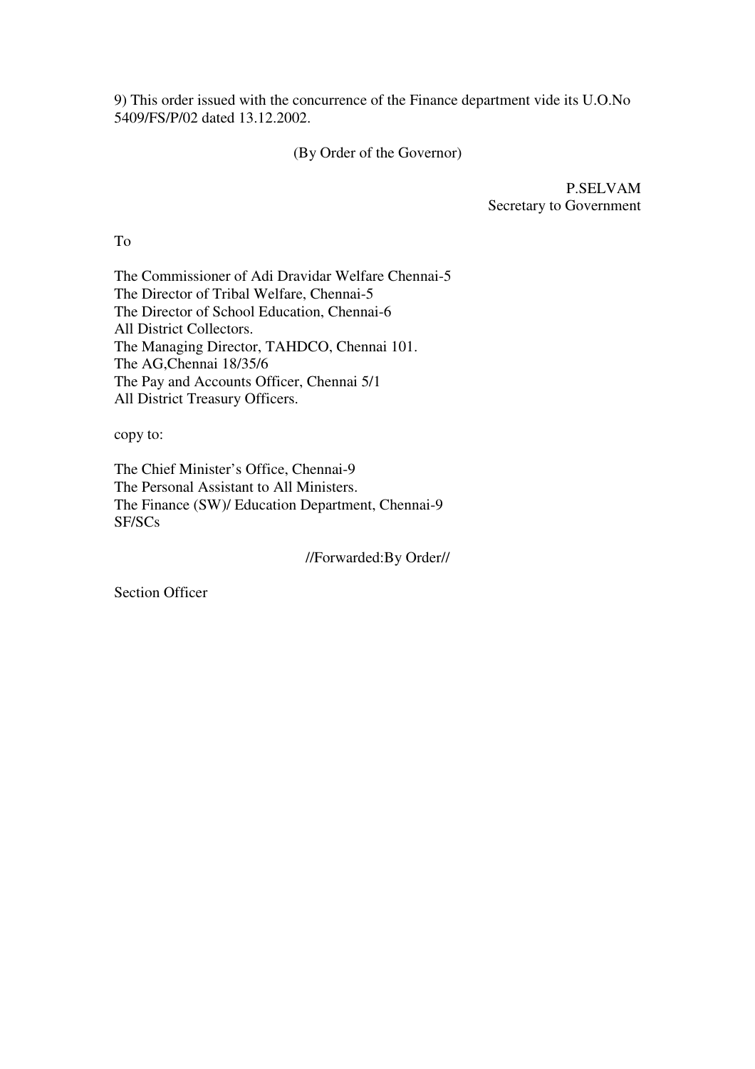9) This order issued with the concurrence of the Finance department vide its U.O.No 5409/FS/P/02 dated 13.12.2002.

(By Order of the Governor)

P.SELVAM
Secretary to Government

To

The Commissioner of Adi Dravidar Welfare Chennai-5
The Director of Tribal Welfare, Chennai-5
The Director of School Education, Chennai-6
All District Collectors.
The Managing Director, TAHDCO, Chennai 101.
The AG,Chennai 18/35/6
The Pay and Accounts Officer, Chennai 5/1
All District Treasury Officers.

copy to:

The Chief Minister's Office, Chennai-9
The Personal Assistant to All Ministers.
The Finance (SW)/ Education Department, Chennai-9
SF/SCs

//Forwarded:By Order//

Section Officer